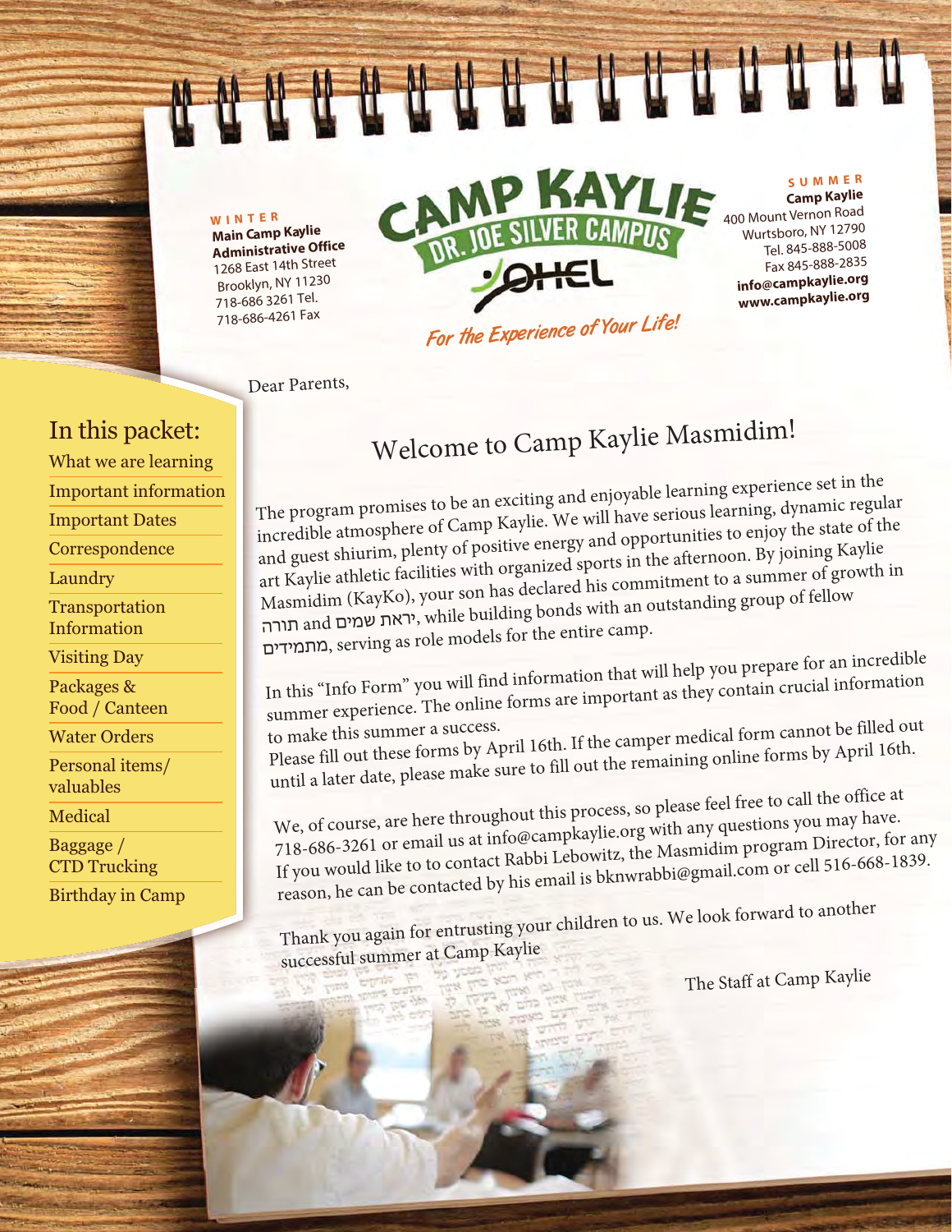**WINTER**
**Main Camp Kaylie Administrative Office**
1268 East 14th Street
Brooklyn, NY 11230
718-686 3261 Tel.
718-686-4261 Fax

# CAMP KAYLIE
## DR. JOE SILVER CAMPUS
OHEL

*For the Experience of Your Life!*

**SUMMER**
**Camp Kaylie**
400 Mount Vernon Road
Wurtsboro, NY 12790
Tel. 845-888-5008
Fax 845-888-2835
**info@campkaylie.org**
**www.campkaylie.org**

## In this packet:

- What we are learning
- Important information
- Important Dates
- Correspondence
- Laundry
- Transportation Information
- Visiting Day
- Packages & Food / Canteen
- Water Orders
- Personal items/ valuables
- Medical
- Baggage / CTD Trucking
- Birthday in Camp

Dear Parents,

# Welcome to Camp Kaylie Masmidim!

The program promises to be an exciting and enjoyable learning experience set in the incredible atmosphere of Camp Kaylie. We will have serious learning, dynamic regular and guest shiurim, plenty of positive energy and opportunities to enjoy the state of the art Kaylie athletic facilities with organized sports in the afternoon. By joining Kaylie Masmidim (KayKo), your son has declared his commitment to a summer of growth in תורה and יראת שמים, while building bonds with an outstanding group of fellow מתמידים, serving as role models for the entire camp.

In this "Info Form" you will find information that will help you prepare for an incredible summer experience. The online forms are important as they contain crucial information to make this summer a success.
Please fill out these forms by April 16th. If the camper medical form cannot be filled out until a later date, please make sure to fill out the remaining online forms by April 16th.

We, of course, are here throughout this process, so please feel free to call the office at 718-686-3261 or email us at info@campkaylie.org with any questions you may have. If you would like to to contact Rabbi Lebowitz, the Masmidim program Director, for any reason, he can be contacted by his email is bknwrabbi@gmail.com or cell 516-668-1839.

Thank you again for entrusting your children to us. We look forward to another successful summer at Camp Kaylie

The Staff at Camp Kaylie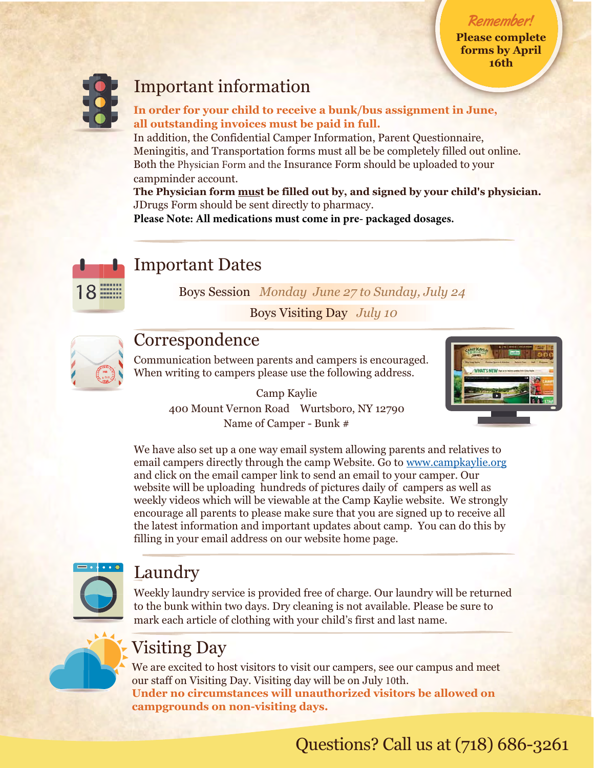**Remember!**
**Please complete forms by April 16th**

## Important information

**In order for your child to receive a bunk/bus assignment in June, all outstanding invoices must be paid in full.**
In addition, the Confidential Camper Information, Parent Questionnaire, Meningitis, and Transportation forms must all be be completely filled out online. Both the Physician Form and the Insurance Form should be uploaded to your campminder account.
**The Physician form must be filled out by, and signed by your child's physician.**
JDrugs Form should be sent directly to pharmacy.
**Please Note: All medications must come in pre- packaged dosages.**

## Important Dates

Boys Session *Monday June 27 to Sunday, July 24*

Boys Visiting Day *July 10*

## Correspondence

Communication between parents and campers is encouraged. When writing to campers please use the following address.

Camp Kaylie
400 Mount Vernon Road Wurtsboro, NY 12790
Name of Camper - Bunk #

We have also set up a one way email system allowing parents and relatives to email campers directly through the camp Website. Go to www.campkaylie.org and click on the email camper link to send an email to your camper. Our website will be uploading hundreds of pictures daily of campers as well as weekly videos which will be viewable at the Camp Kaylie website. We strongly encourage all parents to please make sure that you are signed up to receive all the latest information and important updates about camp. You can do this by filling in your email address on our website home page.

## Laundry

Weekly laundry service is provided free of charge. Our laundry will be returned to the bunk within two days. Dry cleaning is not available. Please be sure to mark each article of clothing with your child's first and last name.

## Visiting Day

We are excited to host visitors to visit our campers, see our campus and meet our staff on Visiting Day. Visiting day will be on July 10th.
**Under no circumstances will unauthorized visitors be allowed on campgrounds on non-visiting days.**

Questions? Call us at (718) 686-3261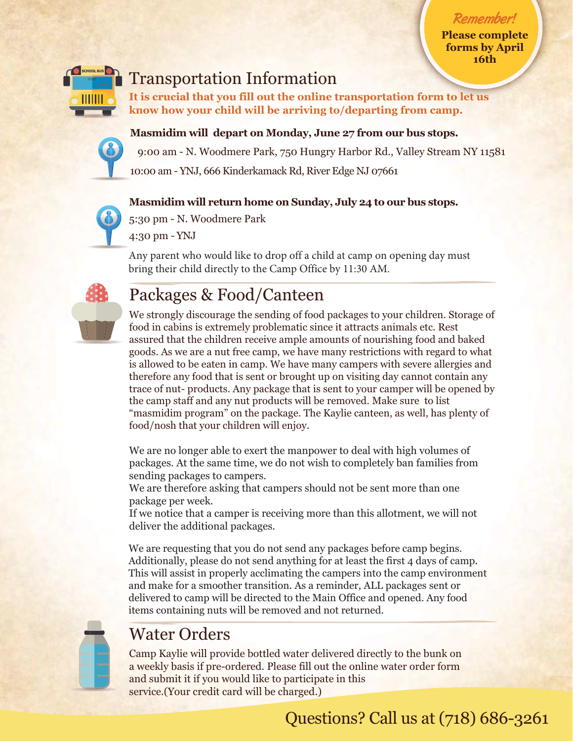**Remember!**
**Please complete forms by April 16th**

## Transportation Information

**It is crucial that you fill out the online transportation form to let us know how your child will be arriving to/departing from camp.**

**Masmidim will depart on Monday, June 27 from our bus stops.**

9:00 am - N. Woodmere Park, 750 Hungry Harbor Rd., Valley Stream NY 11581

10:00 am - YNJ, 666 Kinderkamack Rd, River Edge NJ 07661

**Masmidim will return home on Sunday, July 24 to our bus stops.**

5:30 pm - N. Woodmere Park

4:30 pm - YNJ

Any parent who would like to drop off a child at camp on opening day must bring their child directly to the Camp Office by 11:30 AM.

## Packages & Food/Canteen

We strongly discourage the sending of food packages to your children. Storage of food in cabins is extremely problematic since it attracts animals etc. Rest assured that the children receive ample amounts of nourishing food and baked goods. As we are a nut free camp, we have many restrictions with regard to what is allowed to be eaten in camp. We have many campers with severe allergies and therefore any food that is sent or brought up on visiting day cannot contain any trace of nut- products. Any package that is sent to your camper will be opened by the camp staff and any nut products will be removed. Make sure to list "masmidim program" on the package. The Kaylie canteen, as well, has plenty of food/nosh that your children will enjoy.

We are no longer able to exert the manpower to deal with high volumes of packages. At the same time, we do not wish to completely ban families from sending packages to campers.
We are therefore asking that campers should not be sent more than one package per week.
If we notice that a camper is receiving more than this allotment, we will not deliver the additional packages.

We are requesting that you do not send any packages before camp begins. Additionally, please do not send anything for at least the first 4 days of camp. This will assist in properly acclimating the campers into the camp environment and make for a smoother transition. As a reminder, ALL packages sent or delivered to camp will be directed to the Main Office and opened. Any food items containing nuts will be removed and not returned.

## Water Orders

Camp Kaylie will provide bottled water delivered directly to the bunk on a weekly basis if pre-ordered. Please fill out the online water order form and submit it if you would like to participate in this service.(Your credit card will be charged.)

Questions? Call us at (718) 686-3261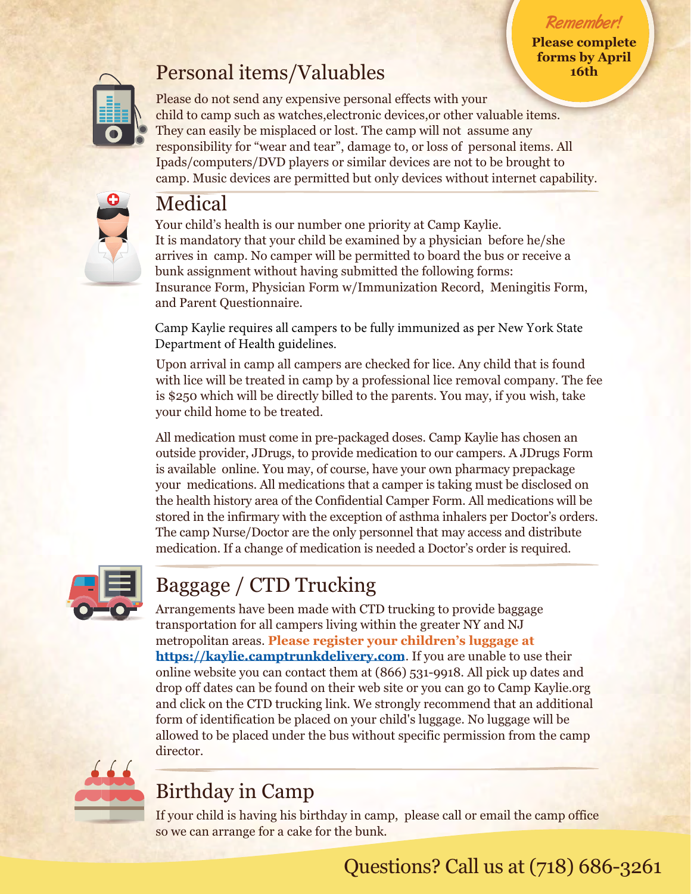**Remember!**
**Please complete forms by April 16th**

## Personal items/Valuables

Please do not send any expensive personal effects with your child to camp such as watches,electronic devices,or other valuable items. They can easily be misplaced or lost. The camp will not assume any responsibility for "wear and tear", damage to, or loss of personal items. All Ipads/computers/DVD players or similar devices are not to be brought to camp. Music devices are permitted but only devices without internet capability.

## Medical

Your child's health is our number one priority at Camp Kaylie. It is mandatory that your child be examined by a physician before he/she arrives in camp. No camper will be permitted to board the bus or receive a bunk assignment without having submitted the following forms: Insurance Form, Physician Form w/Immunization Record, Meningitis Form, and Parent Questionnaire.

Camp Kaylie requires all campers to be fully immunized as per New York State Department of Health guidelines.

Upon arrival in camp all campers are checked for lice. Any child that is found with lice will be treated in camp by a professional lice removal company. The fee is $250 which will be directly billed to the parents. You may, if you wish, take your child home to be treated.

All medication must come in pre-packaged doses. Camp Kaylie has chosen an outside provider, JDrugs, to provide medication to our campers. A JDrugs Form is available online. You may, of course, have your own pharmacy prepackage your medications. All medications that a camper is taking must be disclosed on the health history area of the Confidential Camper Form. All medications will be stored in the infirmary with the exception of asthma inhalers per Doctor's orders. The camp Nurse/Doctor are the only personnel that may access and distribute medication. If a change of medication is needed a Doctor's order is required.

## Baggage / CTD Trucking

Arrangements have been made with CTD trucking to provide baggage transportation for all campers living within the greater NY and NJ metropolitan areas. **Please register your children's luggage at https://kaylie.camptrunkdelivery.com**. If you are unable to use their online website you can contact them at (866) 531-9918. All pick up dates and drop off dates can be found on their web site or you can go to Camp Kaylie.org and click on the CTD trucking link. We strongly recommend that an additional form of identification be placed on your child's luggage. No luggage will be allowed to be placed under the bus without specific permission from the camp director.

## Birthday in Camp

If your child is having his birthday in camp, please call or email the camp office so we can arrange for a cake for the bunk.

Questions? Call us at (718) 686-3261